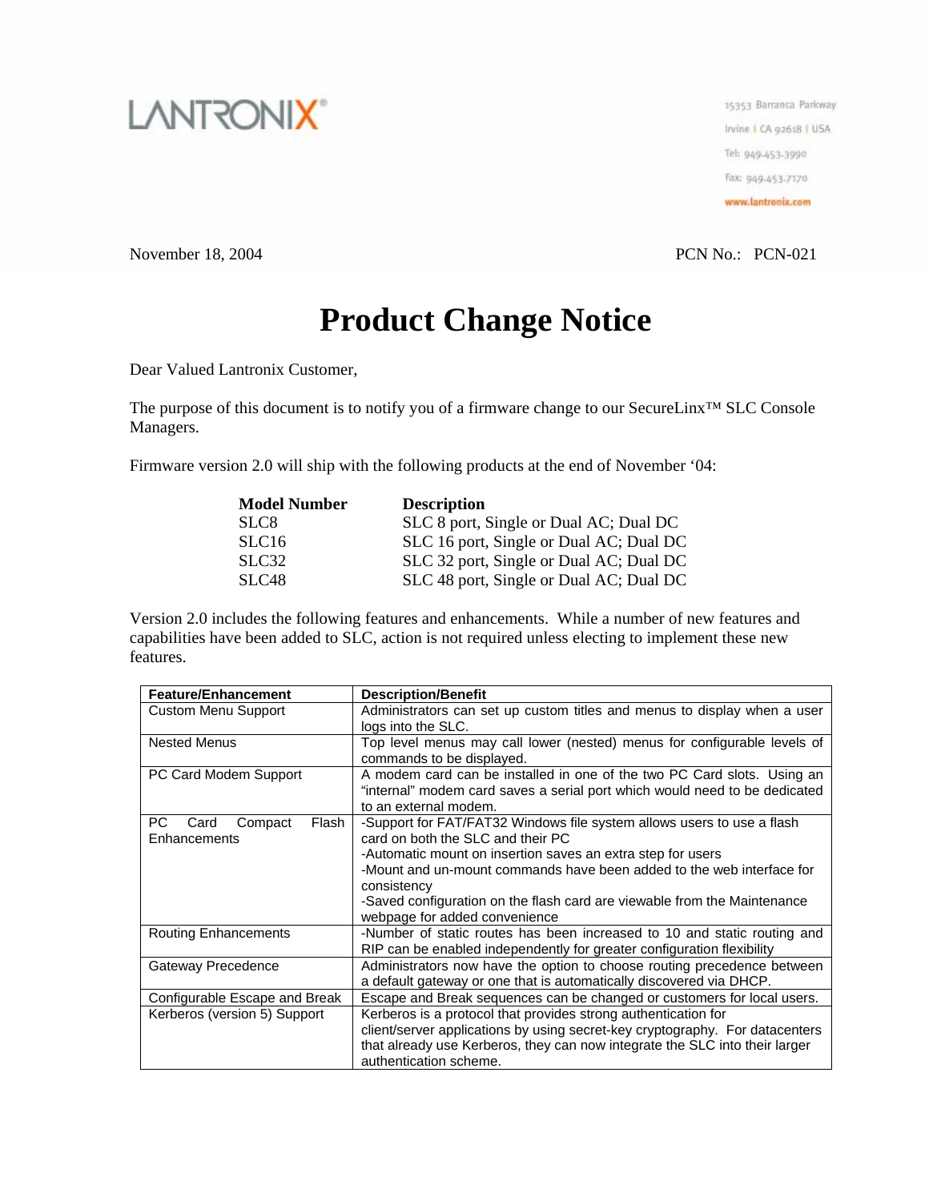LANTRONIX®

15353 Barranca Parkway
Irvine | CA 92618 | USA
Tel: 949-453-3990
Fax: 949-453-7170
www.lantronix.com

November 18, 2004 PCN No.: PCN-021

# Product Change Notice

Dear Valued Lantronix Customer,

The purpose of this document is to notify you of a firmware change to our SecureLinx™ SLC Console Managers.

Firmware version 2.0 will ship with the following products at the end of November '04:

| Model Number | Description |
|---|---|
| SLC8 | SLC 8 port, Single or Dual AC; Dual DC |
| SLC16 | SLC 16 port, Single or Dual AC; Dual DC |
| SLC32 | SLC 32 port, Single or Dual AC; Dual DC |
| SLC48 | SLC 48 port, Single or Dual AC; Dual DC |

Version 2.0 includes the following features and enhancements. While a number of new features and capabilities have been added to SLC, action is not required unless electing to implement these new features.

| Feature/Enhancement | Description/Benefit |
|---|---|
| Custom Menu Support | Administrators can set up custom titles and menus to display when a user logs into the SLC. |
| Nested Menus | Top level menus may call lower (nested) menus for configurable levels of commands to be displayed. |
| PC Card Modem Support | A modem card can be installed in one of the two PC Card slots. Using an "internal" modem card saves a serial port which would need to be dedicated to an external modem. |
| PC Card Compact Flash Enhancements | -Support for FAT/FAT32 Windows file system allows users to use a flash card on both the SLC and their PC<br>-Automatic mount on insertion saves an extra step for users<br>-Mount and un-mount commands have been added to the web interface for consistency<br>-Saved configuration on the flash card are viewable from the Maintenance webpage for added convenience |
| Routing Enhancements | -Number of static routes has been increased to 10 and static routing and RIP can be enabled independently for greater configuration flexibility |
| Gateway Precedence | Administrators now have the option to choose routing precedence between a default gateway or one that is automatically discovered via DHCP. |
| Configurable Escape and Break | Escape and Break sequences can be changed or customers for local users. |
| Kerberos (version 5) Support | Kerberos is a protocol that provides strong authentication for client/server applications by using secret-key cryptography. For datacenters that already use Kerberos, they can now integrate the SLC into their larger authentication scheme. |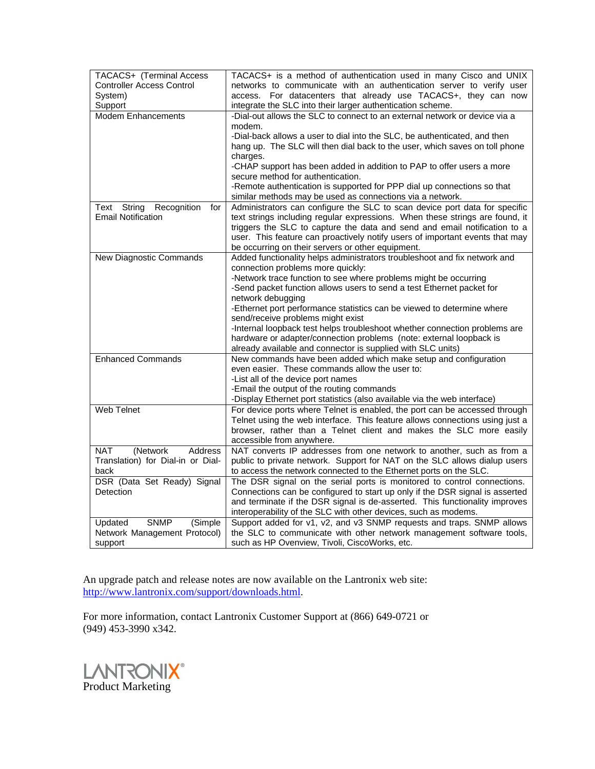| | |
|---|---|
| TACACS+ (Terminal Access Controller Access Control System) Support | TACACS+ is a method of authentication used in many Cisco and UNIX networks to communicate with an authentication server to verify user access. For datacenters that already use TACACS+, they can now integrate the SLC into their larger authentication scheme. |
| Modem Enhancements | -Dial-out allows the SLC to connect to an external network or device via a modem.<br>-Dial-back allows a user to dial into the SLC, be authenticated, and then hang up. The SLC will then dial back to the user, which saves on toll phone charges.<br>-CHAP support has been added in addition to PAP to offer users a more secure method for authentication.<br>-Remote authentication is supported for PPP dial up connections so that similar methods may be used as connections via a network. |
| Text String Recognition for Email Notification | Administrators can configure the SLC to scan device port data for specific text strings including regular expressions. When these strings are found, it triggers the SLC to capture the data and send and email notification to a user. This feature can proactively notify users of important events that may be occurring on their servers or other equipment. |
| New Diagnostic Commands | Added functionality helps administrators troubleshoot and fix network and connection problems more quickly:<br>-Network trace function to see where problems might be occurring<br>-Send packet function allows users to send a test Ethernet packet for network debugging<br>-Ethernet port performance statistics can be viewed to determine where send/receive problems might exist<br>-Internal loopback test helps troubleshoot whether connection problems are hardware or adapter/connection problems (note: external loopback is already available and connector is supplied with SLC units) |
| Enhanced Commands | New commands have been added which make setup and configuration even easier. These commands allow the user to:<br>-List all of the device port names<br>-Email the output of the routing commands<br>-Display Ethernet port statistics (also available via the web interface) |
| Web Telnet | For device ports where Telnet is enabled, the port can be accessed through Telnet using the web interface. This feature allows connections using just a browser, rather than a Telnet client and makes the SLC more easily accessible from anywhere. |
| NAT (Network Address Translation) for Dial-in or Dial-back | NAT converts IP addresses from one network to another, such as from a public to private network. Support for NAT on the SLC allows dialup users to access the network connected to the Ethernet ports on the SLC. |
| DSR (Data Set Ready) Signal Detection | The DSR signal on the serial ports is monitored to control connections. Connections can be configured to start up only if the DSR signal is asserted and terminate if the DSR signal is de-asserted. This functionality improves interoperability of the SLC with other devices, such as modems. |
| Updated SNMP (Simple Network Management Protocol) support | Support added for v1, v2, and v3 SNMP requests and traps. SNMP allows the SLC to communicate with other network management software tools, such as HP Ovenview, Tivoli, CiscoWorks, etc. |

An upgrade patch and release notes are now available on the Lantronix web site: http://www.lantronix.com/support/downloads.html.

For more information, contact Lantronix Customer Support at (866) 649-0721 or (949) 453-3990 x342.

LANTRONIX®
Product Marketing